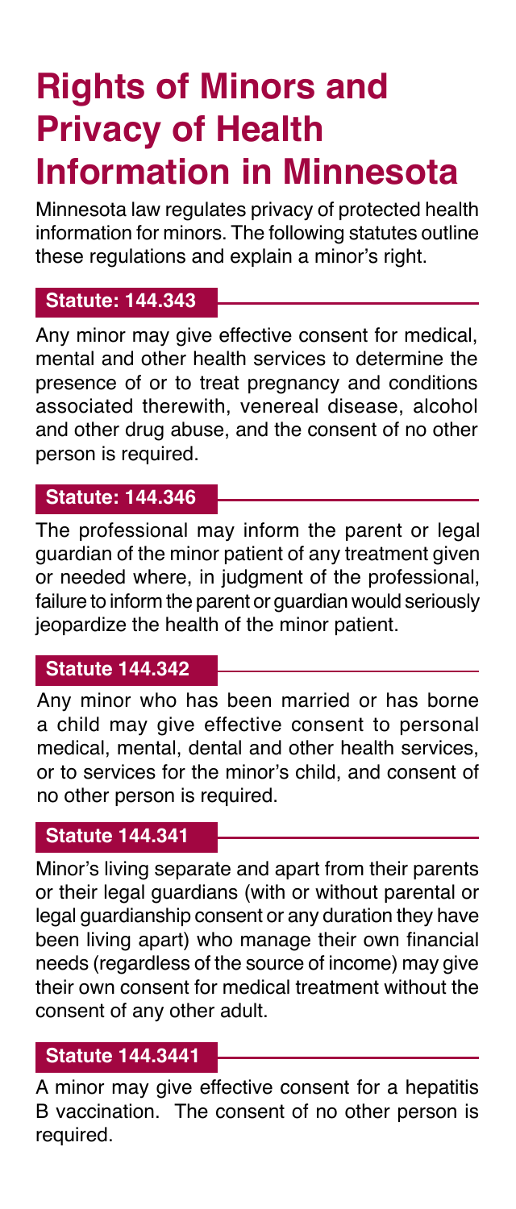# Rights of Minors and Privacy of Health Information in Minnesota

Minnesota law regulates privacy of protected health information for minors. The following statutes outline these regulations and explain a minor's right.

### Statute: 144.343

Any minor may give effective consent for medical, mental and other health services to determine the presence of or to treat pregnancy and conditions associated therewith, venereal disease, alcohol and other drug abuse, and the consent of no other person is required.

### Statute: 144.346

The professional may inform the parent or legal guardian of the minor patient of any treatment given or needed where, in judgment of the professional, failure to inform the parent or guardian would seriously jeopardize the health of the minor patient.

### Statute 144.342

Any minor who has been married or has borne a child may give effective consent to personal medical, mental, dental and other health services, or to services for the minor's child, and consent of no other person is required.

### Statute 144.341

Minor's living separate and apart from their parents or their legal guardians (with or without parental or legal guardianship consent or any duration they have been living apart) who manage their own financial needs (regardless of the source of income) may give their own consent for medical treatment without the consent of any other adult.

### Statute 144.3441

A minor may give effective consent for a hepatitis B vaccination. The consent of no other person is required.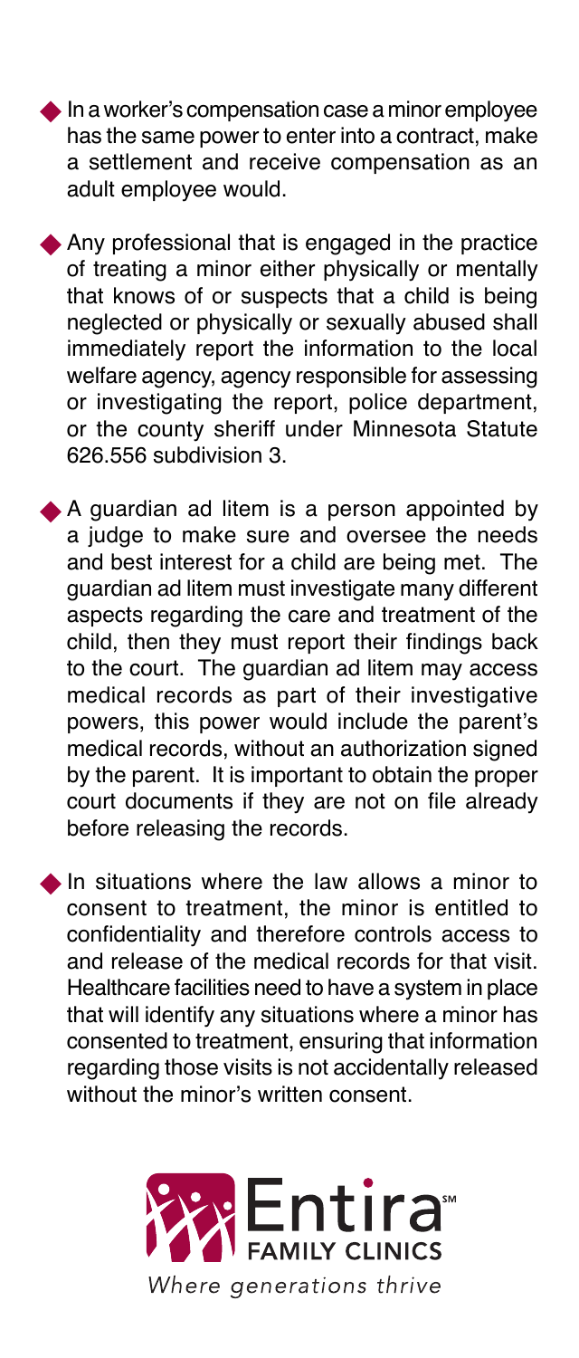- In a worker's compensation case a minor employee has the same power to enter into a contract, make a settlement and receive compensation as an adult employee would.

- Any professional that is engaged in the practice of treating a minor either physically or mentally that knows of or suspects that a child is being neglected or physically or sexually abused shall immediately report the information to the local welfare agency, agency responsible for assessing or investigating the report, police department, or the county sheriff under Minnesota Statute 626.556 subdivision 3.

- A guardian ad litem is a person appointed by a judge to make sure and oversee the needs and best interest for a child are being met. The guardian ad litem must investigate many different aspects regarding the care and treatment of the child, then they must report their findings back to the court. The guardian ad litem may access medical records as part of their investigative powers, this power would include the parent's medical records, without an authorization signed by the parent. It is important to obtain the proper court documents if they are not on file already before releasing the records.

- In situations where the law allows a minor to consent to treatment, the minor is entitled to confidentiality and therefore controls access to and release of the medical records for that visit. Healthcare facilities need to have a system in place that will identify any situations where a minor has consented to treatment, ensuring that information regarding those visits is not accidentally released without the minor's written consent.

Entira℠ FAMILY CLINICS

*Where generations thrive*